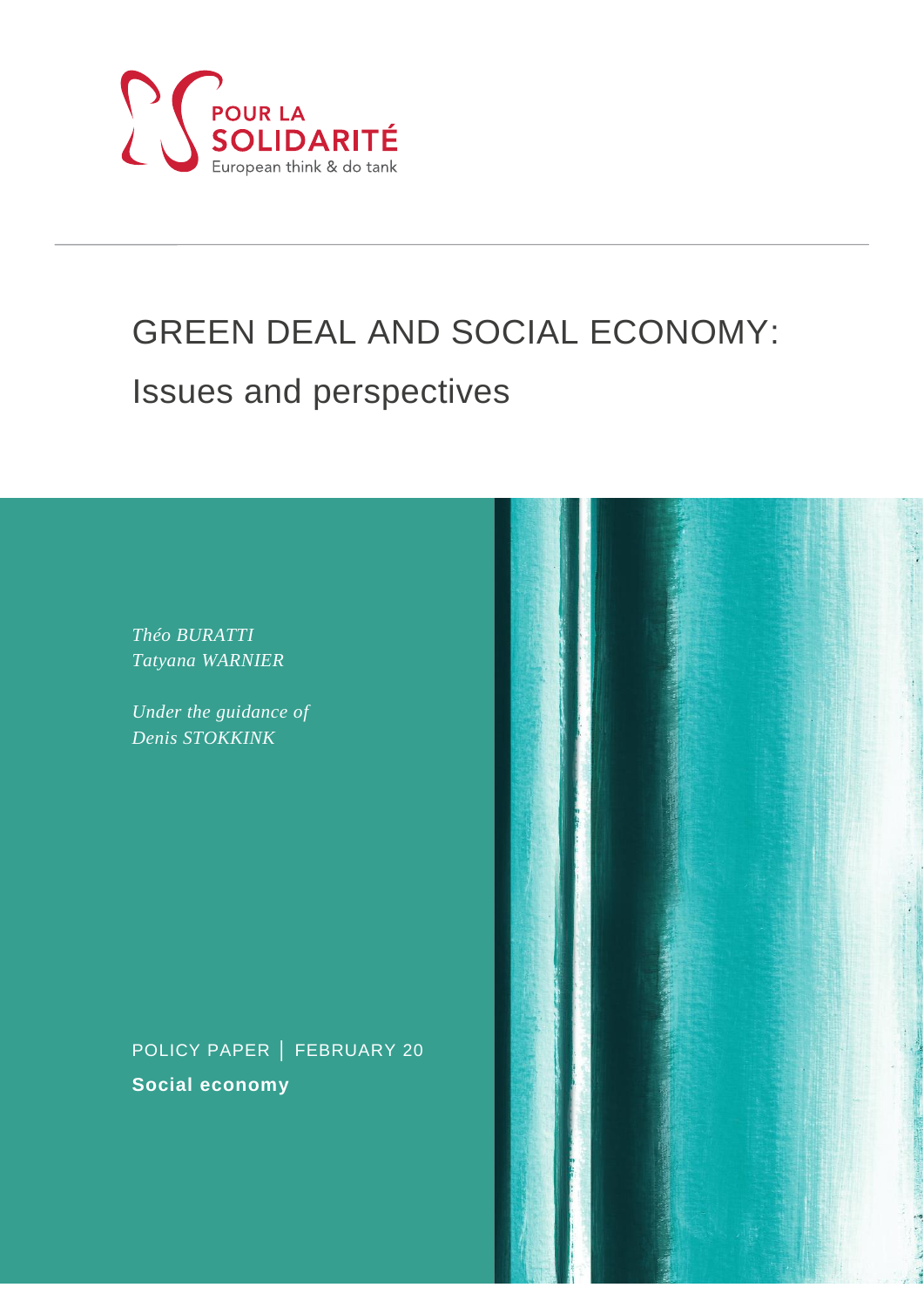POUR LA SOLIDARITÉ

European think & do tank

# GREEN DEAL AND SOCIAL ECONOMY:

## Issues and perspectives

*Théo BURATTI*
*Tatyana WARNIER*

*Under the guidance of*
*Denis STOKKINK*

POLICY PAPER | FEBRUARY 20

**Social economy**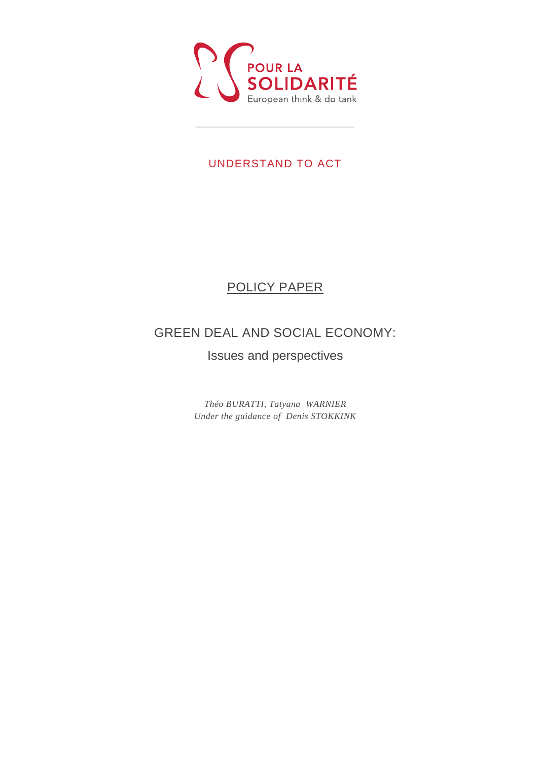POUR LA SOLIDARITÉ

European think & do tank

UNDERSTAND TO ACT

# POLICY PAPER

## GREEN DEAL AND SOCIAL ECONOMY:

### Issues and perspectives

*Théo BURATTI, Tatyana WARNIER*
*Under the guidance of Denis STOKKINK*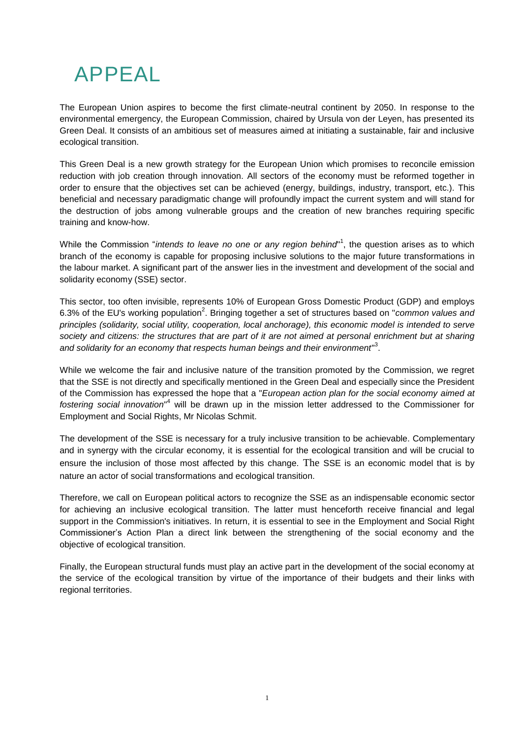# APPEAL

The European Union aspires to become the first climate-neutral continent by 2050. In response to the environmental emergency, the European Commission, chaired by Ursula von der Leyen, has presented its Green Deal. It consists of an ambitious set of measures aimed at initiating a sustainable, fair and inclusive ecological transition.

This Green Deal is a new growth strategy for the European Union which promises to reconcile emission reduction with job creation through innovation. All sectors of the economy must be reformed together in order to ensure that the objectives set can be achieved (energy, buildings, industry, transport, etc.). This beneficial and necessary paradigmatic change will profoundly impact the current system and will stand for the destruction of jobs among vulnerable groups and the creation of new branches requiring specific training and know-how.

While the Commission "*intends to leave no one or any region behind*"[1], the question arises as to which branch of the economy is capable for proposing inclusive solutions to the major future transformations in the labour market. A significant part of the answer lies in the investment and development of the social and solidarity economy (SSE) sector.

This sector, too often invisible, represents 10% of European Gross Domestic Product (GDP) and employs 6.3% of the EU's working population[2]. Bringing together a set of structures based on "*common values and principles (solidarity, social utility, cooperation, local anchorage), this economic model is intended to serve society and citizens: the structures that are part of it are not aimed at personal enrichment but at sharing and solidarity for an economy that respects human beings and their environment*"[3].

While we welcome the fair and inclusive nature of the transition promoted by the Commission, we regret that the SSE is not directly and specifically mentioned in the Green Deal and especially since the President of the Commission has expressed the hope that a "*European action plan for the social economy aimed at fostering social innovation*"[4] will be drawn up in the mission letter addressed to the Commissioner for Employment and Social Rights, Mr Nicolas Schmit.

The development of the SSE is necessary for a truly inclusive transition to be achievable. Complementary and in synergy with the circular economy, it is essential for the ecological transition and will be crucial to ensure the inclusion of those most affected by this change. The SSE is an economic model that is by nature an actor of social transformations and ecological transition.

Therefore, we call on European political actors to recognize the SSE as an indispensable economic sector for achieving an inclusive ecological transition. The latter must henceforth receive financial and legal support in the Commission's initiatives. In return, it is essential to see in the Employment and Social Right Commissioner's Action Plan a direct link between the strengthening of the social economy and the objective of ecological transition.

Finally, the European structural funds must play an active part in the development of the social economy at the service of the ecological transition by virtue of the importance of their budgets and their links with regional territories.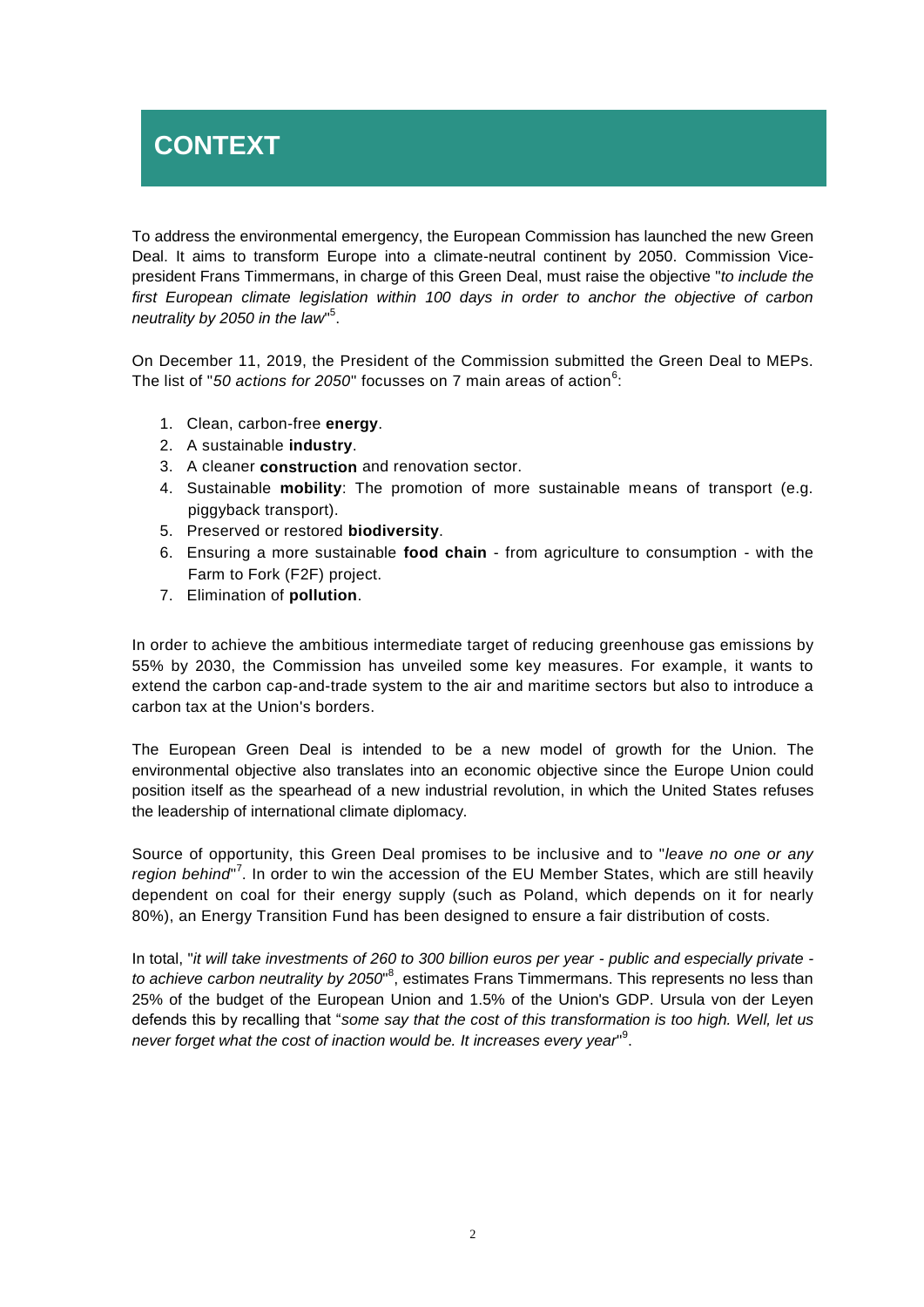# CONTEXT

To address the environmental emergency, the European Commission has launched the new Green Deal. It aims to transform Europe into a climate-neutral continent by 2050. Commission Vice-president Frans Timmermans, in charge of this Green Deal, must raise the objective "*to include the first European climate legislation within 100 days in order to anchor the objective of carbon neutrality by 2050 in the law*"[5].

On December 11, 2019, the President of the Commission submitted the Green Deal to MEPs. The list of "*50 actions for 2050*" focusses on 7 main areas of action[6]:

1. Clean, carbon-free **energy**.
2. A sustainable **industry**.
3. A cleaner **construction** and renovation sector.
4. Sustainable **mobility**: The promotion of more sustainable means of transport (e.g. piggyback transport).
5. Preserved or restored **biodiversity**.
6. Ensuring a more sustainable **food chain** - from agriculture to consumption - with the Farm to Fork (F2F) project.
7. Elimination of **pollution**.

In order to achieve the ambitious intermediate target of reducing greenhouse gas emissions by 55% by 2030, the Commission has unveiled some key measures. For example, it wants to extend the carbon cap-and-trade system to the air and maritime sectors but also to introduce a carbon tax at the Union's borders.

The European Green Deal is intended to be a new model of growth for the Union. The environmental objective also translates into an economic objective since the Europe Union could position itself as the spearhead of a new industrial revolution, in which the United States refuses the leadership of international climate diplomacy.

Source of opportunity, this Green Deal promises to be inclusive and to "*leave no one or any region behind*"[7]. In order to win the accession of the EU Member States, which are still heavily dependent on coal for their energy supply (such as Poland, which depends on it for nearly 80%), an Energy Transition Fund has been designed to ensure a fair distribution of costs.

In total, "*it will take investments of 260 to 300 billion euros per year - public and especially private - to achieve carbon neutrality by 2050*"[8], estimates Frans Timmermans. This represents no less than 25% of the budget of the European Union and 1.5% of the Union's GDP. Ursula von der Leyen defends this by recalling that "*some say that the cost of this transformation is too high. Well, let us never forget what the cost of inaction would be. It increases every year*"[9].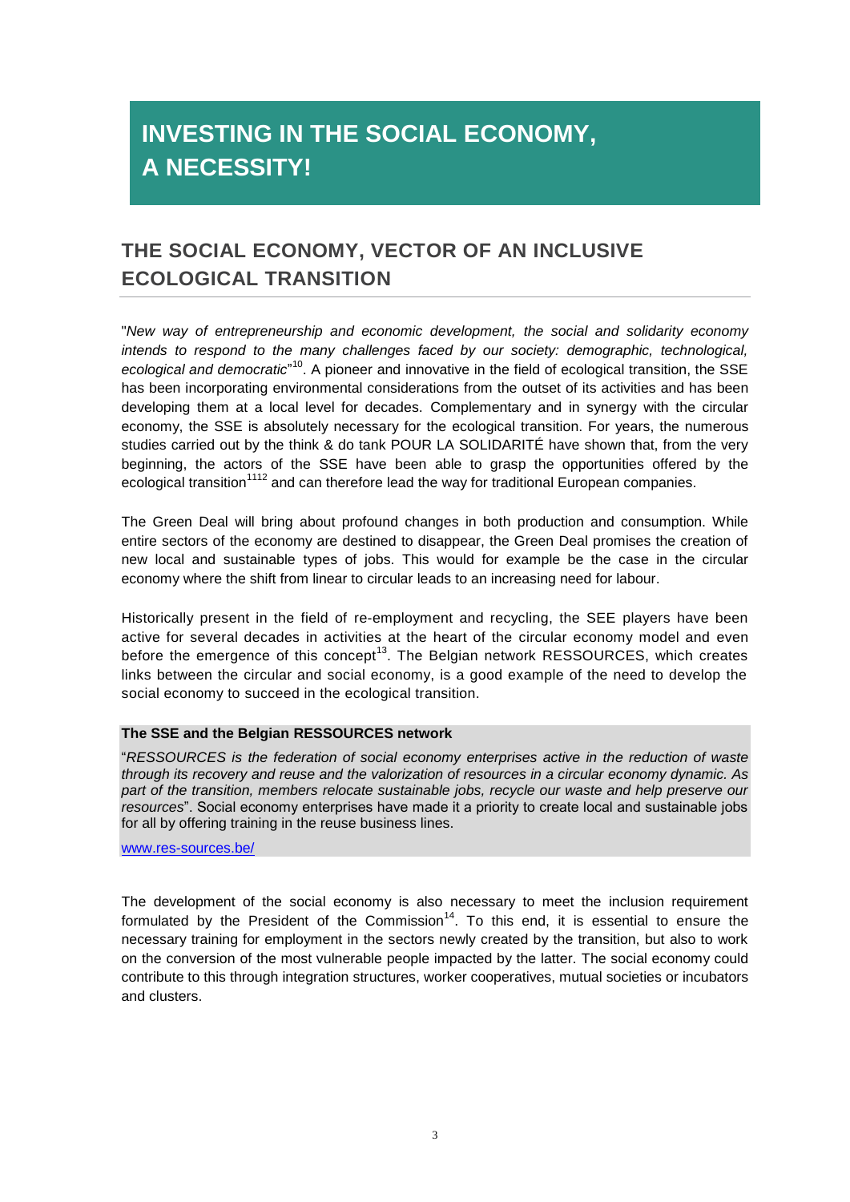# INVESTING IN THE SOCIAL ECONOMY, A NECESSITY!

## THE SOCIAL ECONOMY, VECTOR OF AN INCLUSIVE ECOLOGICAL TRANSITION

"*New way of entrepreneurship and economic development, the social and solidarity economy intends to respond to the many challenges faced by our society: demographic, technological, ecological and democratic*"[10]. A pioneer and innovative in the field of ecological transition, the SSE has been incorporating environmental considerations from the outset of its activities and has been developing them at a local level for decades. Complementary and in synergy with the circular economy, the SSE is absolutely necessary for the ecological transition. For years, the numerous studies carried out by the think & do tank POUR LA SOLIDARITÉ have shown that, from the very beginning, the actors of the SSE have been able to grasp the opportunities offered by the ecological transition[11][12] and can therefore lead the way for traditional European companies.

The Green Deal will bring about profound changes in both production and consumption. While entire sectors of the economy are destined to disappear, the Green Deal promises the creation of new local and sustainable types of jobs. This would for example be the case in the circular economy where the shift from linear to circular leads to an increasing need for labour.

Historically present in the field of re-employment and recycling, the SEE players have been active for several decades in activities at the heart of the circular economy model and even before the emergence of this concept[13]. The Belgian network RESSOURCES, which creates links between the circular and social economy, is a good example of the need to develop the social economy to succeed in the ecological transition.

**The SSE and the Belgian RESSOURCES network**

"*RESSOURCES is the federation of social economy enterprises active in the reduction of waste through its recovery and reuse and the valorization of resources in a circular economy dynamic. As part of the transition, members relocate sustainable jobs, recycle our waste and help preserve our resources*". Social economy enterprises have made it a priority to create local and sustainable jobs for all by offering training in the reuse business lines.

www.res-sources.be/

The development of the social economy is also necessary to meet the inclusion requirement formulated by the President of the Commission[14]. To this end, it is essential to ensure the necessary training for employment in the sectors newly created by the transition, but also to work on the conversion of the most vulnerable people impacted by the latter. The social economy could contribute to this through integration structures, worker cooperatives, mutual societies or incubators and clusters.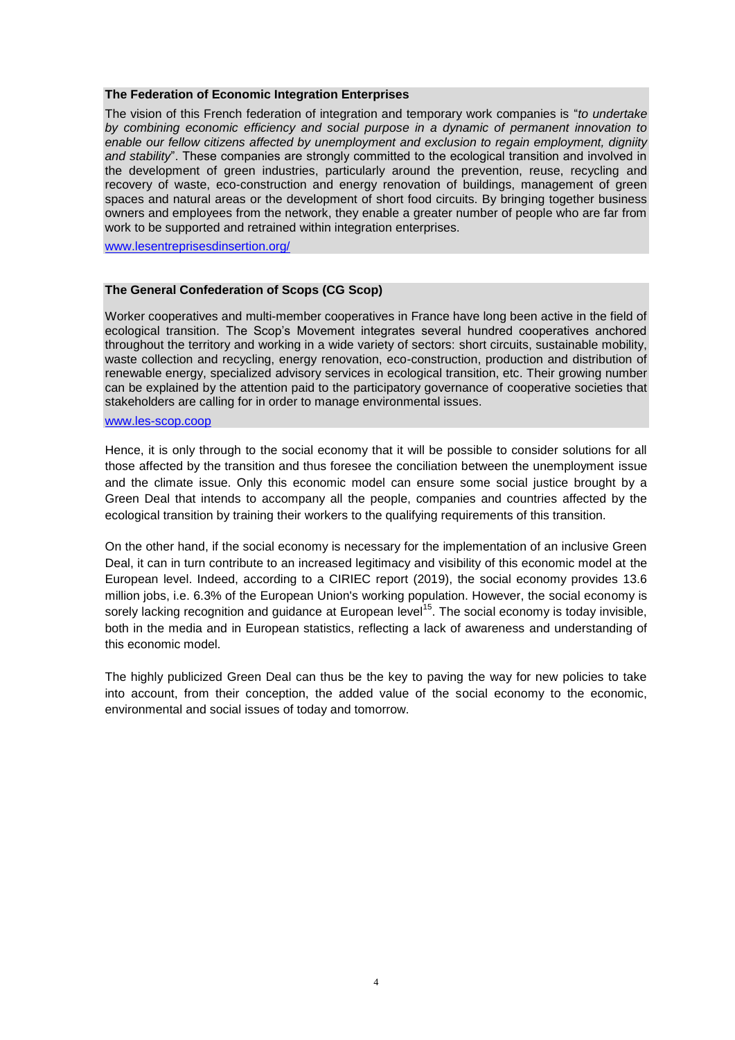**The Federation of Economic Integration Enterprises**

The vision of this French federation of integration and temporary work companies is "*to undertake by combining economic efficiency and social purpose in a dynamic of permanent innovation to enable our fellow citizens affected by unemployment and exclusion to regain employment, dignity and stability*". These companies are strongly committed to the ecological transition and involved in the development of green industries, particularly around the prevention, reuse, recycling and recovery of waste, eco-construction and energy renovation of buildings, management of green spaces and natural areas or the development of short food circuits. By bringing together business owners and employees from the network, they enable a greater number of people who are far from work to be supported and retrained within integration enterprises.

www.lesentreprisesdinsertion.org/

**The General Confederation of Scops (CG Scop)**

Worker cooperatives and multi-member cooperatives in France have long been active in the field of ecological transition. The Scop's Movement integrates several hundred cooperatives anchored throughout the territory and working in a wide variety of sectors: short circuits, sustainable mobility, waste collection and recycling, energy renovation, eco-construction, production and distribution of renewable energy, specialized advisory services in ecological transition, etc. Their growing number can be explained by the attention paid to the participatory governance of cooperative societies that stakeholders are calling for in order to manage environmental issues.

www.les-scop.coop

Hence, it is only through to the social economy that it will be possible to consider solutions for all those affected by the transition and thus foresee the conciliation between the unemployment issue and the climate issue. Only this economic model can ensure some social justice brought by a Green Deal that intends to accompany all the people, companies and countries affected by the ecological transition by training their workers to the qualifying requirements of this transition.

On the other hand, if the social economy is necessary for the implementation of an inclusive Green Deal, it can in turn contribute to an increased legitimacy and visibility of this economic model at the European level. Indeed, according to a CIRIEC report (2019), the social economy provides 13.6 million jobs, i.e. 6.3% of the European Union's working population. However, the social economy is sorely lacking recognition and guidance at European level[15]. The social economy is today invisible, both in the media and in European statistics, reflecting a lack of awareness and understanding of this economic model.

The highly publicized Green Deal can thus be the key to paving the way for new policies to take into account, from their conception, the added value of the social economy to the economic, environmental and social issues of today and tomorrow.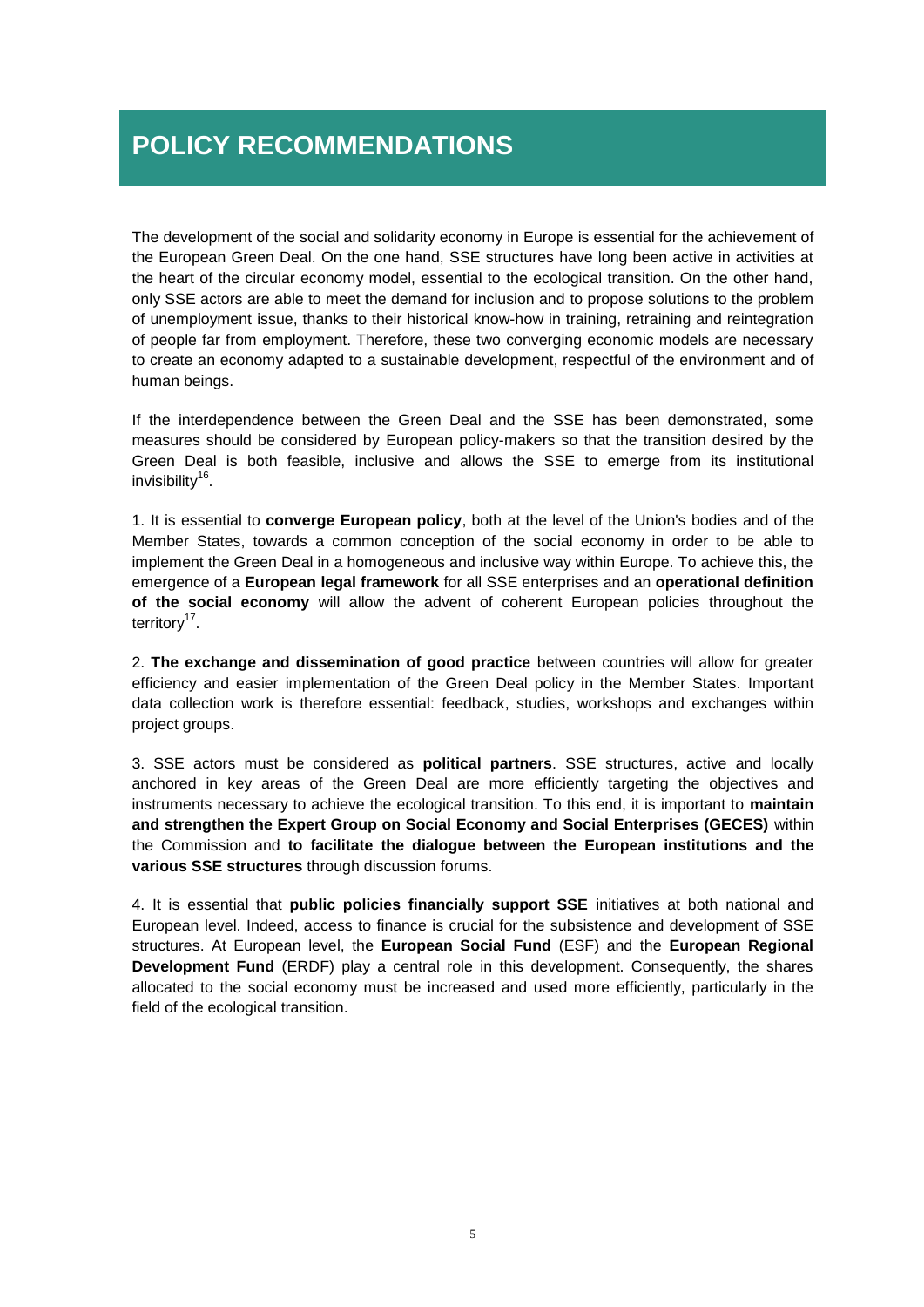# POLICY RECOMMENDATIONS

The development of the social and solidarity economy in Europe is essential for the achievement of the European Green Deal. On the one hand, SSE structures have long been active in activities at the heart of the circular economy model, essential to the ecological transition. On the other hand, only SSE actors are able to meet the demand for inclusion and to propose solutions to the problem of unemployment issue, thanks to their historical know-how in training, retraining and reintegration of people far from employment. Therefore, these two converging economic models are necessary to create an economy adapted to a sustainable development, respectful of the environment and of human beings.

If the interdependence between the Green Deal and the SSE has been demonstrated, some measures should be considered by European policy-makers so that the transition desired by the Green Deal is both feasible, inclusive and allows the SSE to emerge from its institutional invisibility[16].

1. It is essential to **converge European policy**, both at the level of the Union's bodies and of the Member States, towards a common conception of the social economy in order to be able to implement the Green Deal in a homogeneous and inclusive way within Europe. To achieve this, the emergence of a **European legal framework** for all SSE enterprises and an **operational definition of the social economy** will allow the advent of coherent European policies throughout the territory[17].

2. **The exchange and dissemination of good practice** between countries will allow for greater efficiency and easier implementation of the Green Deal policy in the Member States. Important data collection work is therefore essential: feedback, studies, workshops and exchanges within project groups.

3. SSE actors must be considered as **political partners**. SSE structures, active and locally anchored in key areas of the Green Deal are more efficiently targeting the objectives and instruments necessary to achieve the ecological transition. To this end, it is important to **maintain and strengthen the Expert Group on Social Economy and Social Enterprises (GECES)** within the Commission and **to facilitate the dialogue between the European institutions and the various SSE structures** through discussion forums.

4. It is essential that **public policies financially support SSE** initiatives at both national and European level. Indeed, access to finance is crucial for the subsistence and development of SSE structures. At European level, the **European Social Fund** (ESF) and the **European Regional Development Fund** (ERDF) play a central role in this development. Consequently, the shares allocated to the social economy must be increased and used more efficiently, particularly in the field of the ecological transition.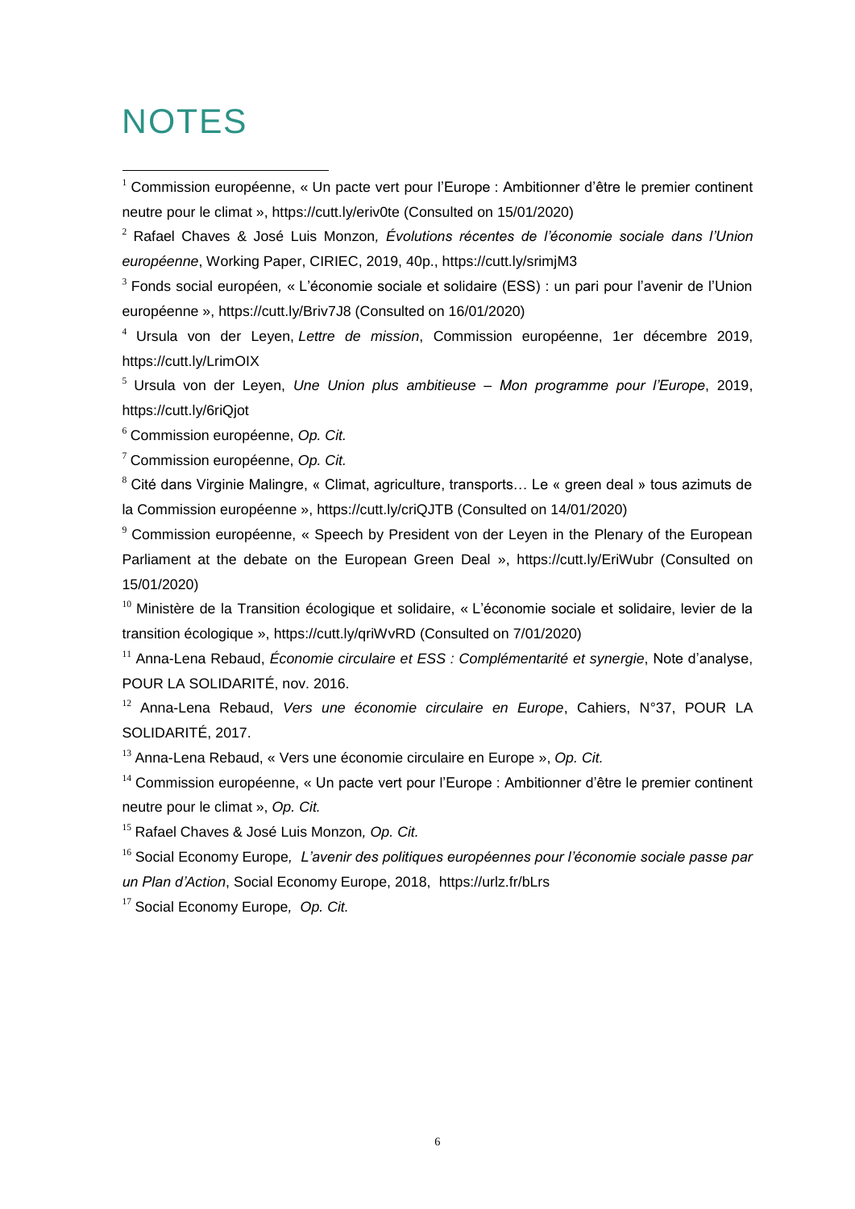# NOTES

[1] Commission européenne, « Un pacte vert pour l'Europe : Ambitionner d'être le premier continent neutre pour le climat », https://cutt.ly/eriv0te (Consulted on 15/01/2020)

[2] Rafael Chaves & José Luis Monzon*, Évolutions récentes de l'économie sociale dans l'Union européenne*, Working Paper, CIRIEC, 2019, 40p., https://cutt.ly/srimjM3

[3] Fonds social européen*,* « L'économie sociale et solidaire (ESS) : un pari pour l'avenir de l'Union européenne », https://cutt.ly/Briv7J8 (Consulted on 16/01/2020)

[4] Ursula von der Leyen, *Lettre de mission*, Commission européenne, 1er décembre 2019, https://cutt.ly/LrimOIX

[5] Ursula von der Leyen, *Une Union plus ambitieuse – Mon programme pour l'Europe*, 2019, https://cutt.ly/6riQjot

[6] Commission européenne, *Op. Cit.*

[7] Commission européenne, *Op. Cit.*

[8] Cité dans Virginie Malingre, « Climat, agriculture, transports… Le « green deal » tous azimuts de la Commission européenne », https://cutt.ly/criQJTB (Consulted on 14/01/2020)

[9] Commission européenne, « Speech by President von der Leyen in the Plenary of the European Parliament at the debate on the European Green Deal », https://cutt.ly/EriWubr (Consulted on 15/01/2020)

[10] Ministère de la Transition écologique et solidaire, « L'économie sociale et solidaire, levier de la transition écologique », https://cutt.ly/qriWvRD (Consulted on 7/01/2020)

[11] Anna-Lena Rebaud, *Économie circulaire et ESS : Complémentarité et synergie*, Note d'analyse, POUR LA SOLIDARITÉ, nov. 2016.

[12] Anna-Lena Rebaud, *Vers une économie circulaire en Europe*, Cahiers, N°37, POUR LA SOLIDARITÉ, 2017.

[13] Anna-Lena Rebaud, « Vers une économie circulaire en Europe », *Op. Cit.*

[14] Commission européenne, « Un pacte vert pour l'Europe : Ambitionner d'être le premier continent neutre pour le climat », *Op. Cit.*

[15] Rafael Chaves & José Luis Monzon*, Op. Cit.*

[16] Social Economy Europe*, L'avenir des politiques européennes pour l'économie sociale passe par un Plan d'Action*, Social Economy Europe, 2018, https://urlz.fr/bLrs

[17] Social Economy Europe*, Op. Cit.*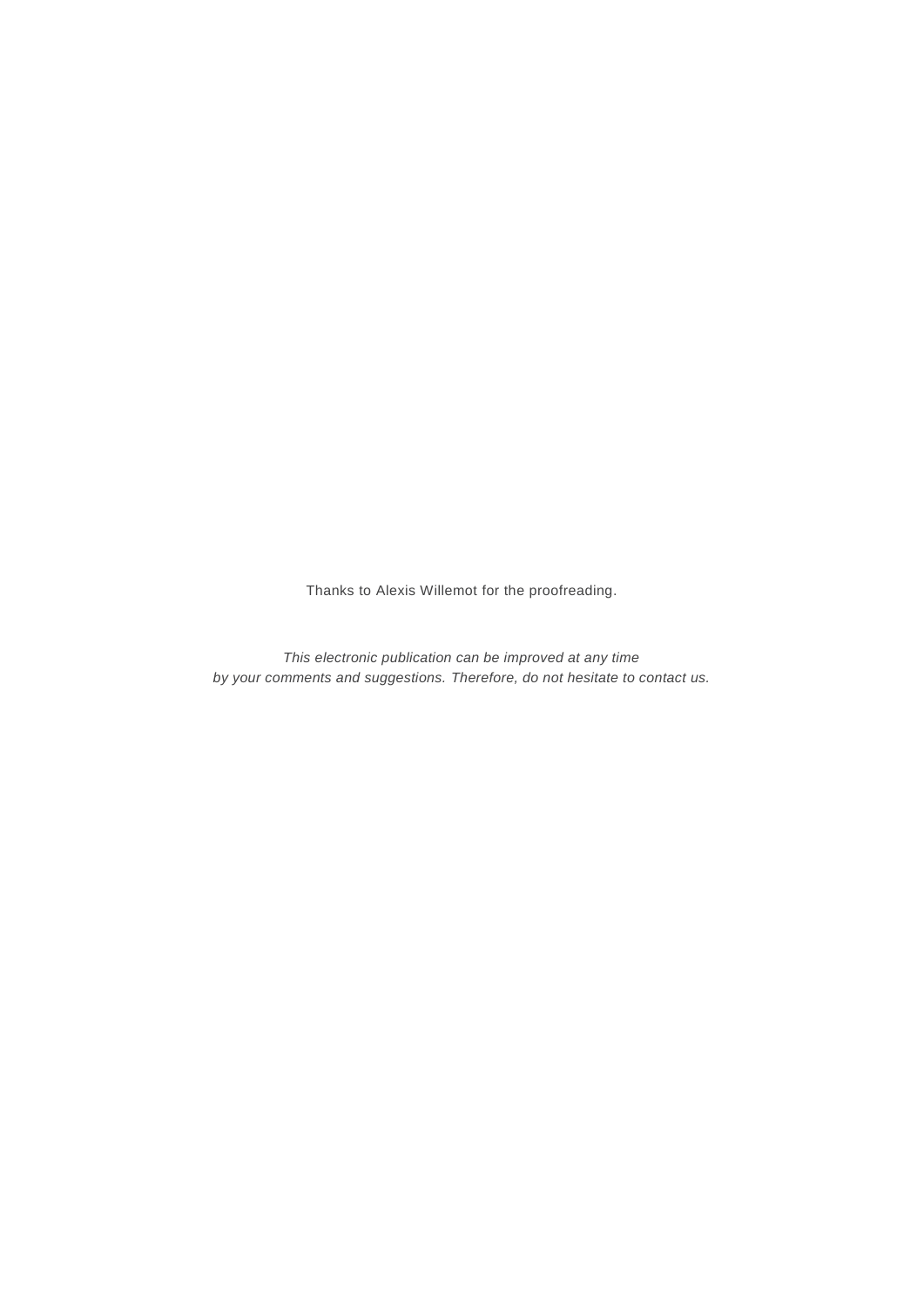Thanks to Alexis Willemot for the proofreading.

*This electronic publication can be improved at any time by your comments and suggestions. Therefore, do not hesitate to contact us.*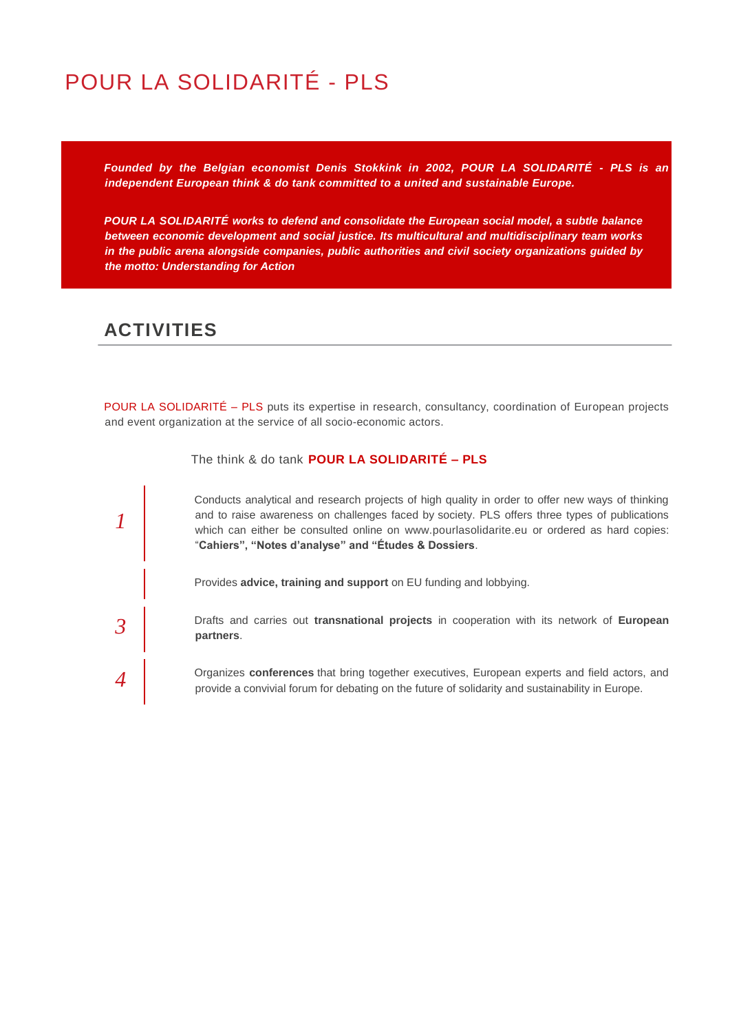# POUR LA SOLIDARITÉ - PLS

***Founded by the Belgian economist Denis Stokkink in 2002, POUR LA SOLIDARITÉ - PLS is an independent European think & do tank committed to a united and sustainable Europe.***

***POUR LA SOLIDARITÉ works to defend and consolidate the European social model, a subtle balance between economic development and social justice. Its multicultural and multidisciplinary team works in the public arena alongside companies, public authorities and civil society organizations guided by the motto: Understanding for Action***

## ACTIVITIES

POUR LA SOLIDARITÉ – PLS puts its expertise in research, consultancy, coordination of European projects and event organization at the service of all socio-economic actors.

The think & do tank **POUR LA SOLIDARITÉ – PLS**

*1* Conducts analytical and research projects of high quality in order to offer new ways of thinking and to raise awareness on challenges faced by society. PLS offers three types of publications which can either be consulted online on www.pourlasolidarite.eu or ordered as hard copies: "**Cahiers", "Notes d'analyse" and "Études & Dossiers**.

Provides **advice, training and support** on EU funding and lobbying.

*3* Drafts and carries out **transnational projects** in cooperation with its network of **European partners**.

*4* Organizes **conferences** that bring together executives, European experts and field actors, and provide a convivial forum for debating on the future of solidarity and sustainability in Europe.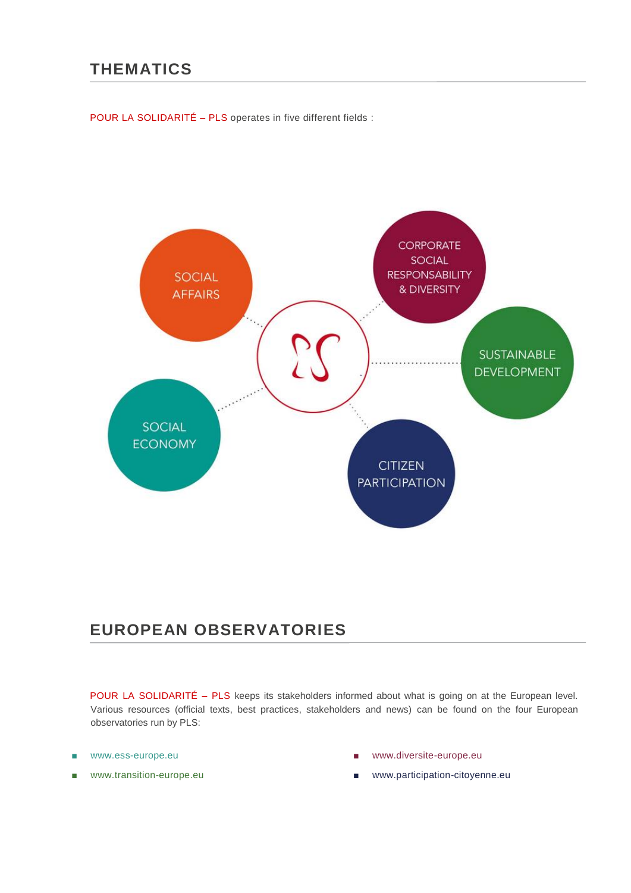## THEMATICS

POUR LA SOLIDARITÉ – PLS operates in five different fields :

SOCIAL AFFAIRS

CORPORATE SOCIAL RESPONSABILITY & DIVERSITY

SUSTAINABLE DEVELOPMENT

SOCIAL ECONOMY

CITIZEN PARTICIPATION

## EUROPEAN OBSERVATORIES

POUR LA SOLIDARITÉ – PLS keeps its stakeholders informed about what is going on at the European level. Various resources (official texts, best practices, stakeholders and news) can be found on the four European observatories run by PLS:

- www.ess-europe.eu
- www.transition-europe.eu
- www.diversite-europe.eu
- www.participation-citoyenne.eu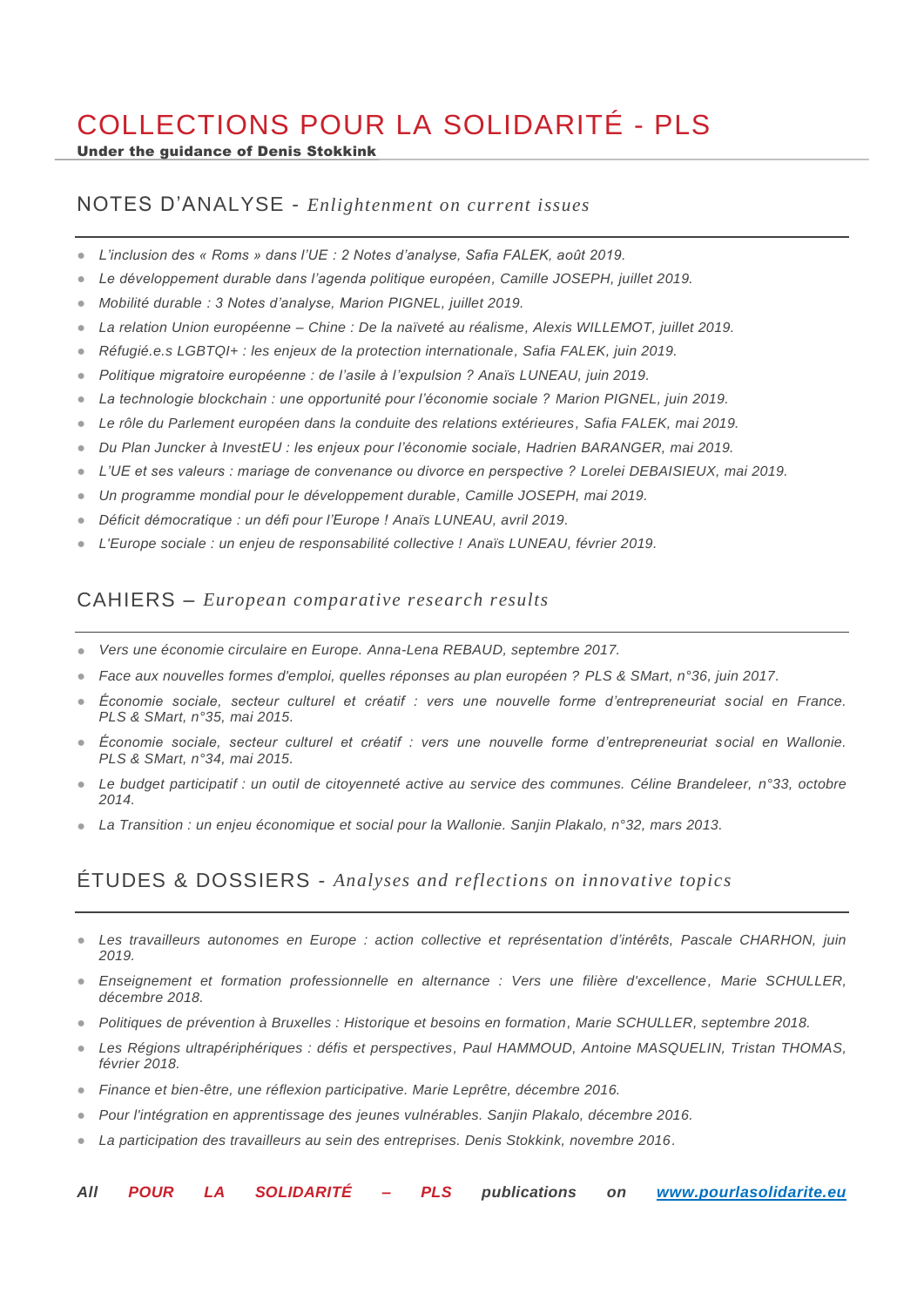# COLLECTIONS POUR LA SOLIDARITÉ - PLS

**Under the guidance of Denis Stokkink**

## NOTES D'ANALYSE - *Enlightenment on current issues*

- *L'inclusion des « Roms » dans l'UE : 2 Notes d'analyse, Safia FALEK, août 2019.*
- *Le développement durable dans l'agenda politique européen, Camille JOSEPH, juillet 2019.*
- *Mobilité durable : 3 Notes d'analyse, Marion PIGNEL, juillet 2019.*
- *La relation Union européenne – Chine : De la naïveté au réalisme, Alexis WILLEMOT, juillet 2019.*
- *Réfugié.e.s LGBTQI+ : les enjeux de la protection internationale, Safia FALEK, juin 2019.*
- *Politique migratoire européenne : de l'asile à l'expulsion ? Anaïs LUNEAU, juin 2019.*
- *La technologie blockchain : une opportunité pour l'économie sociale ? Marion PIGNEL, juin 2019.*
- *Le rôle du Parlement européen dans la conduite des relations extérieures, Safia FALEK, mai 2019.*
- *Du Plan Juncker à InvestEU : les enjeux pour l'économie sociale, Hadrien BARANGER, mai 2019.*
- *L'UE et ses valeurs : mariage de convenance ou divorce en perspective ? Lorelei DEBAISIEUX, mai 2019.*
- *Un programme mondial pour le développement durable, Camille JOSEPH, mai 2019.*
- *Déficit démocratique : un défi pour l'Europe ! Anaïs LUNEAU, avril 2019.*
- *L'Europe sociale : un enjeu de responsabilité collective ! Anaïs LUNEAU, février 2019.*

## CAHIERS – *European comparative research results*

- *Vers une économie circulaire en Europe. Anna-Lena REBAUD, septembre 2017.*
- *Face aux nouvelles formes d'emploi, quelles réponses au plan européen ? PLS & SMart, n°36, juin 2017.*
- *Économie sociale, secteur culturel et créatif : vers une nouvelle forme d'entrepreneuriat social en France. PLS & SMart, n°35, mai 2015.*
- *Économie sociale, secteur culturel et créatif : vers une nouvelle forme d'entrepreneuriat social en Wallonie. PLS & SMart, n°34, mai 2015.*
- *Le budget participatif : un outil de citoyenneté active au service des communes. Céline Brandeleer, n°33, octobre 2014.*
- *La Transition : un enjeu économique et social pour la Wallonie. Sanjin Plakalo, n°32, mars 2013.*

## ÉTUDES & DOSSIERS - *Analyses and reflections on innovative topics*

- *Les travailleurs autonomes en Europe : action collective et représentation d'intérêts, Pascale CHARHON, juin 2019.*
- *Enseignement et formation professionnelle en alternance : Vers une filière d'excellence, Marie SCHULLER, décembre 2018.*
- *Politiques de prévention à Bruxelles : Historique et besoins en formation, Marie SCHULLER, septembre 2018.*
- *Les Régions ultrapériphériques : défis et perspectives, Paul HAMMOUD, Antoine MASQUELIN, Tristan THOMAS, février 2018.*
- *Finance et bien-être, une réflexion participative. Marie Leprêtre, décembre 2016.*
- *Pour l'intégration en apprentissage des jeunes vulnérables. Sanjin Plakalo, décembre 2016.*
- *La participation des travailleurs au sein des entreprises. Denis Stokkink, novembre 2016.*

***All POUR LA SOLIDARITÉ – PLS publications on [www.pourlasolidarite.eu](www.pourlasolidarite.eu)***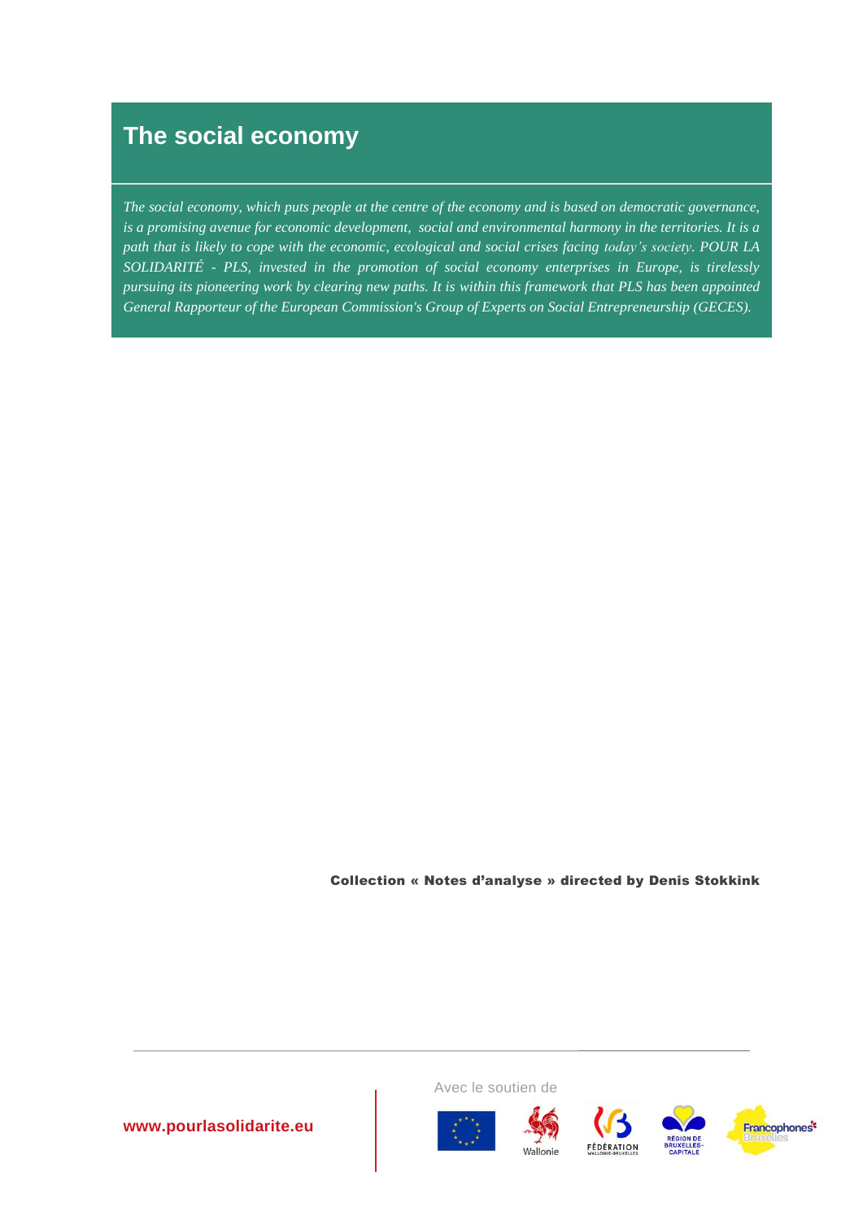# The social economy

*The social economy, which puts people at the centre of the economy and is based on democratic governance, is a promising avenue for economic development, social and environmental harmony in the territories. It is a path that is likely to cope with the economic, ecological and social crises facing today's society. POUR LA SOLIDARITÉ - PLS, invested in the promotion of social economy enterprises in Europe, is tirelessly pursuing its pioneering work by clearing new paths. It is within this framework that PLS has been appointed General Rapporteur of the European Commission's Group of Experts on Social Entrepreneurship (GECES).*

**Collection « Notes d'analyse » directed by Denis Stokkink**

**www.pourlasolidarite.eu**

Avec le soutien de

Wallonie

FÉDÉRATION WALLONIE-BRUXELLES

RÉGION DE BRUXELLES-CAPITALE

Francophones Bruxelles